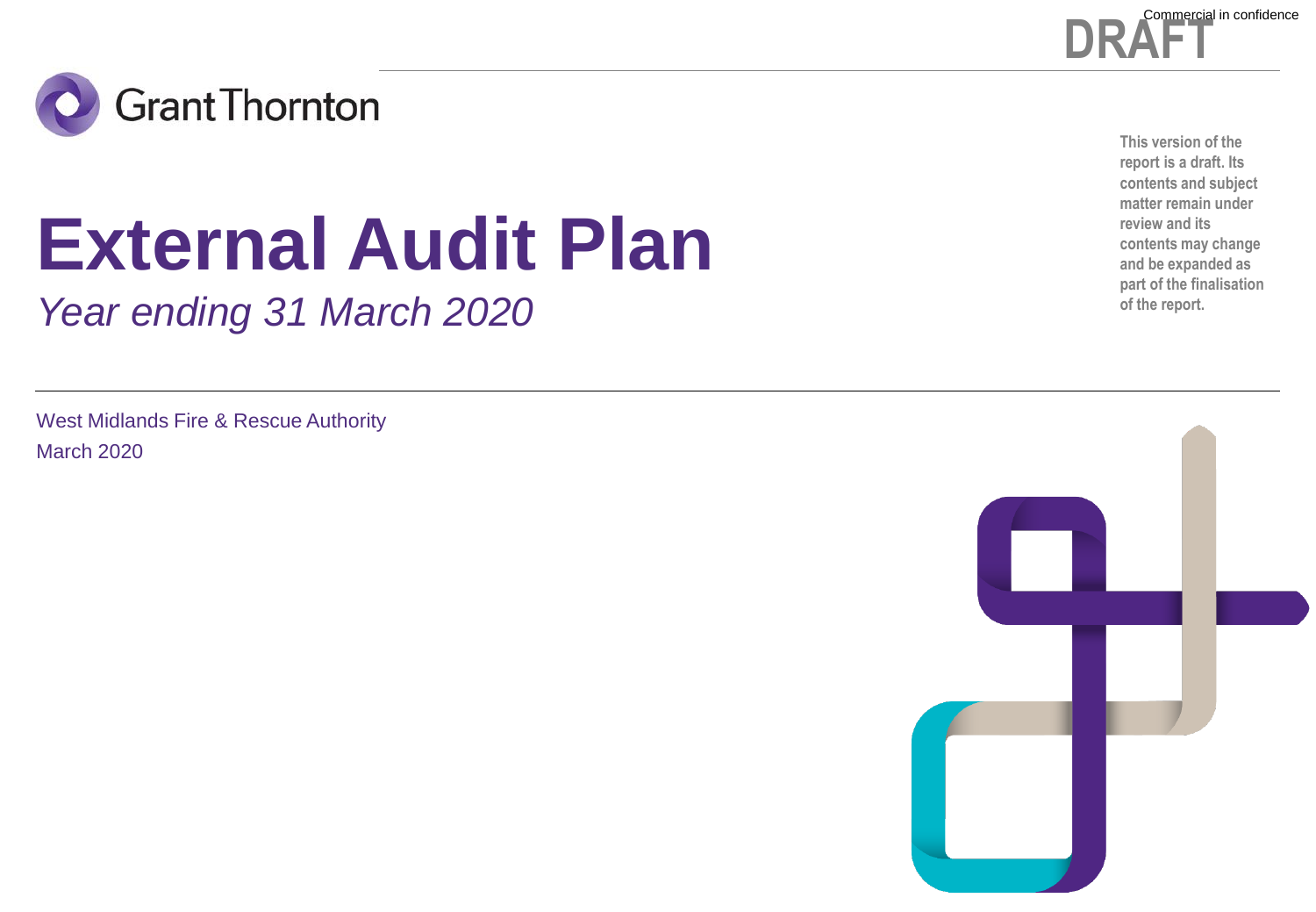Commercial in confidence

DRAFT

Grant Thornton

This version of the report is a draft. Its contents and subject matter remain under review and its contents may change and be expanded as part of the finalisation of the report.

# External Audit Plan

*Year ending 31 March 2020*

West Midlands Fire & Rescue Authority

March 2020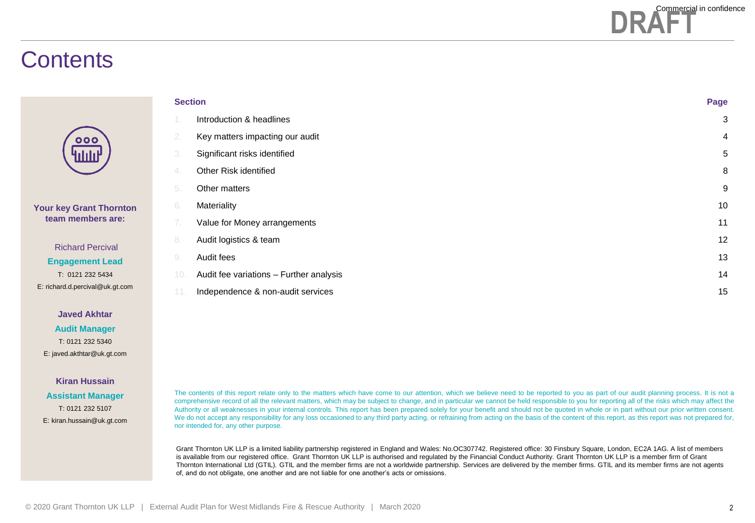Commercial in confidence

DRAFT

# Contents

**Your key Grant Thornton team members are:**

Richard Percival
**Engagement Lead**
T: 0121 232 5434
E: richard.d.percival@uk.gt.com

**Javed Akhtar**
**Audit Manager**
T: 0121 232 5340
E: javed.akthtar@uk.gt.com

**Kiran Hussain**
**Assistant Manager**
T: 0121 232 5107
E: kiran.hussain@uk.gt.com

| | Section | Page |
|---|---|---|
| 1. | Introduction & headlines | 3 |
| 2. | Key matters impacting our audit | 4 |
| 3. | Significant risks identified | 5 |
| 4. | Other Risk identified | 8 |
| 5. | Other matters | 9 |
| 6. | Materiality | 10 |
| 7. | Value for Money arrangements | 11 |
| 8. | Audit logistics & team | 12 |
| 9. | Audit fees | 13 |
| 10. | Audit fee variations – Further analysis | 14 |
| 11. | Independence & non-audit services | 15 |

The contents of this report relate only to the matters which have come to our attention, which we believe need to be reported to you as part of our audit planning process. It is not a comprehensive record of all the relevant matters, which may be subject to change, and in particular we cannot be held responsible to you for reporting all of the risks which may affect the Authority or all weaknesses in your internal controls. This report has been prepared solely for your benefit and should not be quoted in whole or in part without our prior written consent. We do not accept any responsibility for any loss occasioned to any third party acting, or refraining from acting on the basis of the content of this report, as this report was not prepared for, nor intended for, any other purpose.

Grant Thornton UK LLP is a limited liability partnership registered in England and Wales: No.OC307742. Registered office: 30 Finsbury Square, London, EC2A 1AG. A list of members is available from our registered office. Grant Thornton UK LLP is authorised and regulated by the Financial Conduct Authority. Grant Thornton UK LLP is a member firm of Grant Thornton International Ltd (GTIL). GTIL and the member firms are not a worldwide partnership. Services are delivered by the member firms. GTIL and its member firms are not agents of, and do not obligate, one another and are not liable for one another's acts or omissions.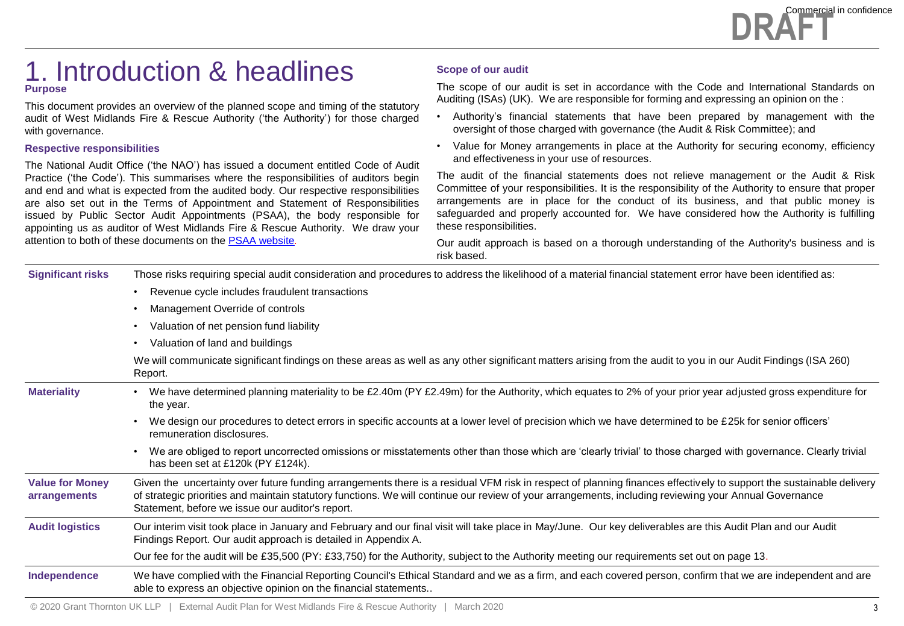# 1. Introduction & headlines

**Purpose**

This document provides an overview of the planned scope and timing of the statutory audit of West Midlands Fire & Rescue Authority ('the Authority') for those charged with governance.

**Respective responsibilities**

The National Audit Office ('the NAO') has issued a document entitled Code of Audit Practice ('the Code'). This summarises where the responsibilities of auditors begin and end and what is expected from the audited body. Our respective responsibilities are also set out in the Terms of Appointment and Statement of Responsibilities issued by Public Sector Audit Appointments (PSAA), the body responsible for appointing us as auditor of West Midlands Fire & Rescue Authority. We draw your attention to both of these documents on the PSAA website.

**Scope of our audit**

The scope of our audit is set in accordance with the Code and International Standards on Auditing (ISAs) (UK). We are responsible for forming and expressing an opinion on the :

- Authority's financial statements that have been prepared by management with the oversight of those charged with governance (the Audit & Risk Committee); and
- Value for Money arrangements in place at the Authority for securing economy, efficiency and effectiveness in your use of resources.

The audit of the financial statements does not relieve management or the Audit & Risk Committee of your responsibilities. It is the responsibility of the Authority to ensure that proper arrangements are in place for the conduct of its business, and that public money is safeguarded and properly accounted for. We have considered how the Authority is fulfilling these responsibilities.

Our audit approach is based on a thorough understanding of the Authority's business and is risk based.

| | |
|---|---|
| **Significant risks** | Those risks requiring special audit consideration and procedures to address the likelihood of a material financial statement error have been identified as:<br>• Revenue cycle includes fraudulent transactions<br>• Management Override of controls<br>• Valuation of net pension fund liability<br>• Valuation of land and buildings<br>We will communicate significant findings on these areas as well as any other significant matters arising from the audit to you in our Audit Findings (ISA 260) Report. |
| **Materiality** | • We have determined planning materiality to be £2.40m (PY £2.49m) for the Authority, which equates to 2% of your prior year adjusted gross expenditure for the year.<br>• We design our procedures to detect errors in specific accounts at a lower level of precision which we have determined to be £25k for senior officers' remuneration disclosures.<br>• We are obliged to report uncorrected omissions or misstatements other than those which are 'clearly trivial' to those charged with governance. Clearly trivial has been set at £120k (PY £124k). |
| **Value for Money arrangements** | Given the uncertainty over future funding arrangements there is a residual VFM risk in respect of planning finances effectively to support the sustainable delivery of strategic priorities and maintain statutory functions. We will continue our review of your arrangements, including reviewing your Annual Governance Statement, before we issue our auditor's report. |
| **Audit logistics** | Our interim visit took place in January and February and our final visit will take place in May/June. Our key deliverables are this Audit Plan and our Audit Findings Report. Our audit approach is detailed in Appendix A.<br>Our fee for the audit will be £35,500 (PY: £33,750) for the Authority, subject to the Authority meeting our requirements set out on page 13. |
| **Independence** | We have complied with the Financial Reporting Council's Ethical Standard and we as a firm, and each covered person, confirm that we are independent and are able to express an objective opinion on the financial statements.. |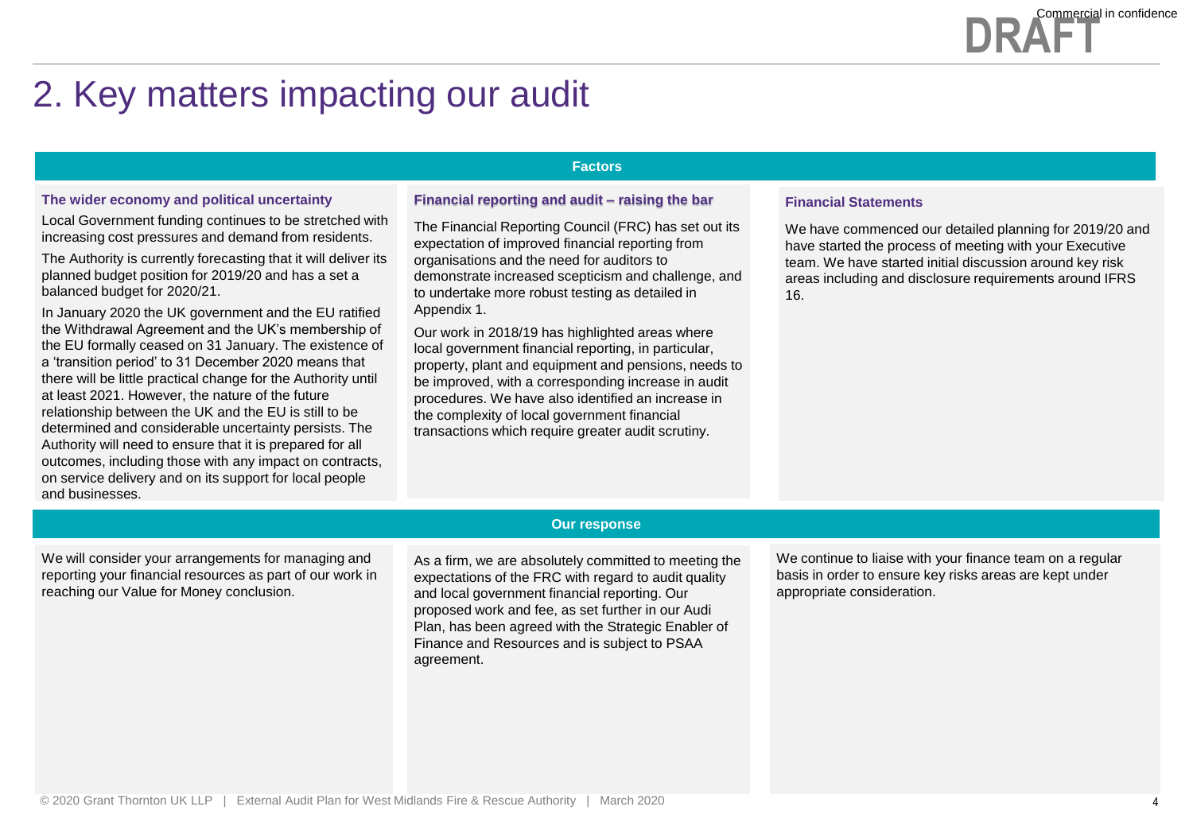# 2. Key matters impacting our audit

## Factors

### The wider economy and political uncertainty

Local Government funding continues to be stretched with increasing cost pressures and demand from residents.

The Authority is currently forecasting that it will deliver its planned budget position for 2019/20 and has a set a balanced budget for 2020/21.

In January 2020 the UK government and the EU ratified the Withdrawal Agreement and the UK's membership of the EU formally ceased on 31 January. The existence of a 'transition period' to 31 December 2020 means that there will be little practical change for the Authority until at least 2021. However, the nature of the future relationship between the UK and the EU is still to be determined and considerable uncertainty persists. The Authority will need to ensure that it is prepared for all outcomes, including those with any impact on contracts, on service delivery and on its support for local people and businesses.

### Financial reporting and audit – raising the bar

The Financial Reporting Council (FRC) has set out its expectation of improved financial reporting from organisations and the need for auditors to demonstrate increased scepticism and challenge, and to undertake more robust testing as detailed in Appendix 1.

Our work in 2018/19 has highlighted areas where local government financial reporting, in particular, property, plant and equipment and pensions, needs to be improved, with a corresponding increase in audit procedures. We have also identified an increase in the complexity of local government financial transactions which require greater audit scrutiny.

### Financial Statements

We have commenced our detailed planning for 2019/20 and have started the process of meeting with your Executive team. We have started initial discussion around key risk areas including and disclosure requirements around IFRS 16.

## Our response

**The wider economy and political uncertainty**

We will consider your arrangements for managing and reporting your financial resources as part of our work in reaching our Value for Money conclusion.

**Financial reporting and audit – raising the bar**

As a firm, we are absolutely committed to meeting the expectations of the FRC with regard to audit quality and local government financial reporting. Our proposed work and fee, as set further in our Audi Plan, has been agreed with the Strategic Enabler of Finance and Resources and is subject to PSAA agreement.

**Financial Statements**

We continue to liaise with your finance team on a regular basis in order to ensure key risks areas are kept under appropriate consideration.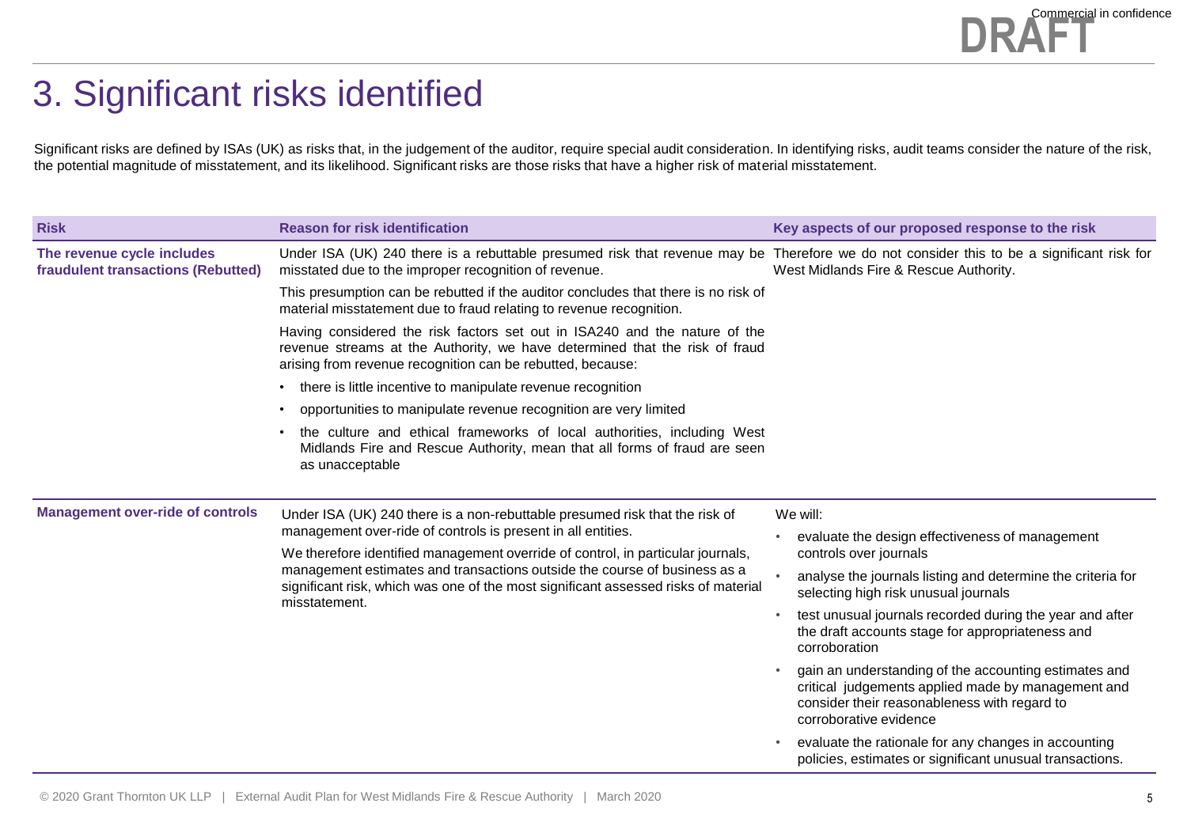# 3. Significant risks identified

Significant risks are defined by ISAs (UK) as risks that, in the judgement of the auditor, require special audit consideration. In identifying risks, audit teams consider the nature of the risk, the potential magnitude of misstatement, and its likelihood. Significant risks are those risks that have a higher risk of material misstatement.

| Risk | Reason for risk identification | Key aspects of our proposed response to the risk |
|---|---|---|
| **The revenue cycle includes fraudulent transactions (Rebutted)** | Under ISA (UK) 240 there is a rebuttable presumed risk that revenue may be misstated due to the improper recognition of revenue.<br><br>This presumption can be rebutted if the auditor concludes that there is no risk of material misstatement due to fraud relating to revenue recognition.<br><br>Having considered the risk factors set out in ISA240 and the nature of the revenue streams at the Authority, we have determined that the risk of fraud arising from revenue recognition can be rebutted, because:<br><br>• there is little incentive to manipulate revenue recognition<br>• opportunities to manipulate revenue recognition are very limited<br>• the culture and ethical frameworks of local authorities, including West Midlands Fire and Rescue Authority, mean that all forms of fraud are seen as unacceptable | Therefore we do not consider this to be a significant risk for West Midlands Fire & Rescue Authority. |
| **Management over-ride of controls** | Under ISA (UK) 240 there is a non-rebuttable presumed risk that the risk of management over-ride of controls is present in all entities.<br><br>We therefore identified management override of control, in particular journals, management estimates and transactions outside the course of business as a significant risk, which was one of the most significant assessed risks of material misstatement. | We will:<br><br>• evaluate the design effectiveness of management controls over journals<br>• analyse the journals listing and determine the criteria for selecting high risk unusual journals<br>• test unusual journals recorded during the year and after the draft accounts stage for appropriateness and corroboration<br>• gain an understanding of the accounting estimates and critical judgements applied made by management and consider their reasonableness with regard to corroborative evidence<br>• evaluate the rationale for any changes in accounting policies, estimates or significant unusual transactions. |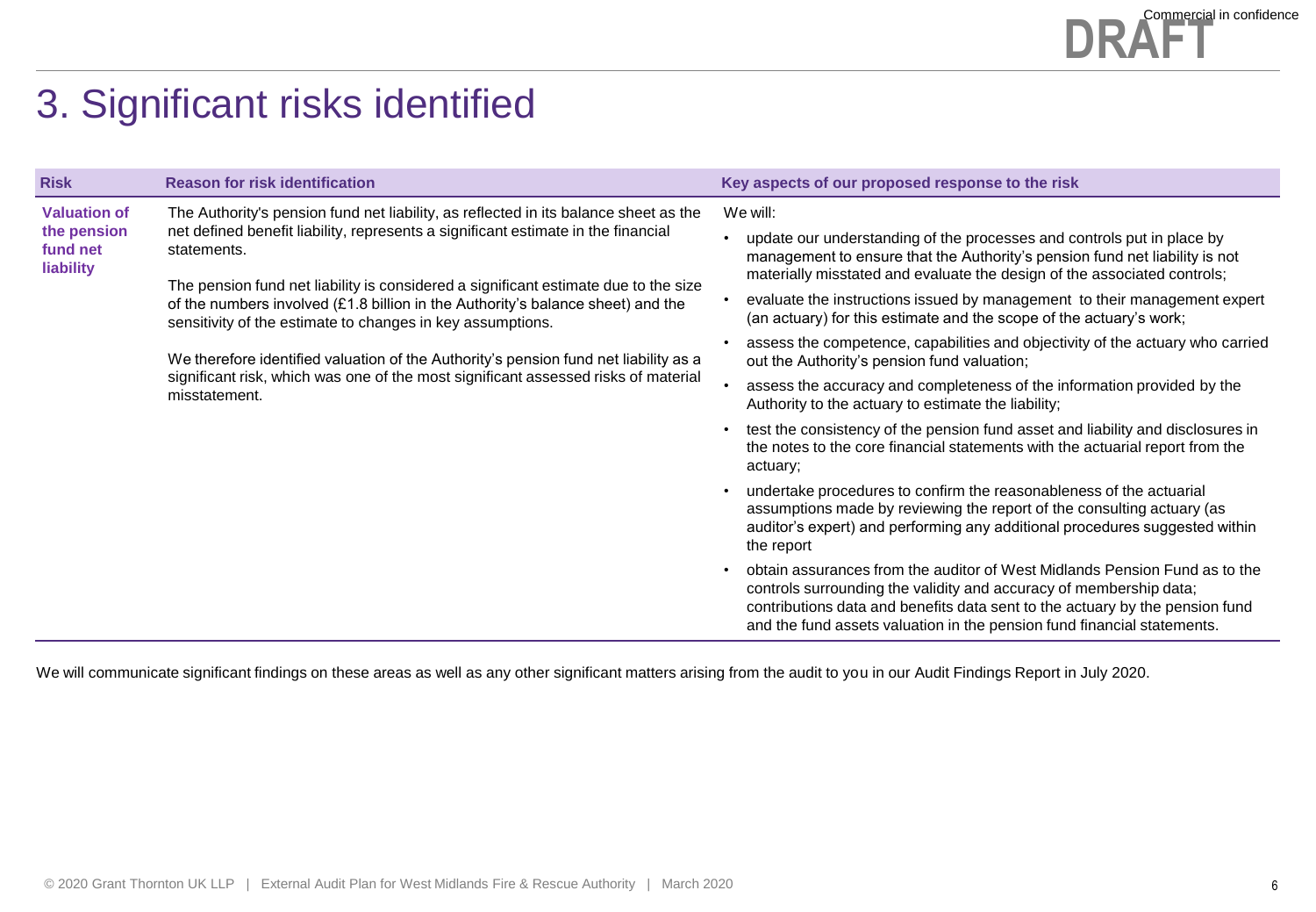# 3. Significant risks identified

| Risk | Reason for risk identification | Key aspects of our proposed response to the risk |
|---|---|---|
| **Valuation of the pension fund net liability** | The Authority's pension fund net liability, as reflected in its balance sheet as the net defined benefit liability, represents a significant estimate in the financial statements.<br><br>The pension fund net liability is considered a significant estimate due to the size of the numbers involved (£1.8 billion in the Authority's balance sheet) and the sensitivity of the estimate to changes in key assumptions.<br><br>We therefore identified valuation of the Authority's pension fund net liability as a significant risk, which was one of the most significant assessed risks of material misstatement. | We will:<br>• update our understanding of the processes and controls put in place by management to ensure that the Authority's pension fund net liability is not materially misstated and evaluate the design of the associated controls;<br>• evaluate the instructions issued by management to their management expert (an actuary) for this estimate and the scope of the actuary's work;<br>• assess the competence, capabilities and objectivity of the actuary who carried out the Authority's pension fund valuation;<br>• assess the accuracy and completeness of the information provided by the Authority to the actuary to estimate the liability;<br>• test the consistency of the pension fund asset and liability and disclosures in the notes to the core financial statements with the actuarial report from the actuary;<br>• undertake procedures to confirm the reasonableness of the actuarial assumptions made by reviewing the report of the consulting actuary (as auditor's expert) and performing any additional procedures suggested within the report<br>• obtain assurances from the auditor of West Midlands Pension Fund as to the controls surrounding the validity and accuracy of membership data; contributions data and benefits data sent to the actuary by the pension fund and the fund assets valuation in the pension fund financial statements. |

We will communicate significant findings on these areas as well as any other significant matters arising from the audit to you in our Audit Findings Report in July 2020.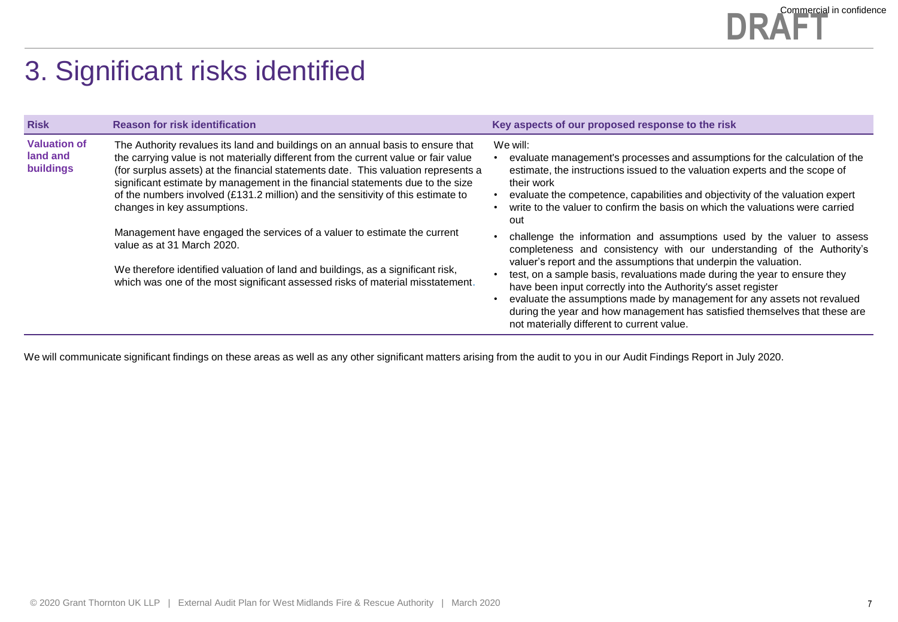# 3. Significant risks identified

| Risk | Reason for risk identification | Key aspects of our proposed response to the risk |
|---|---|---|
| **Valuation of land and buildings** | The Authority revalues its land and buildings on an annual basis to ensure that the carrying value is not materially different from the current value or fair value (for surplus assets) at the financial statements date. This valuation represents a significant estimate by management in the financial statements due to the size of the numbers involved (£131.2 million) and the sensitivity of this estimate to changes in key assumptions.<br><br>Management have engaged the services of a valuer to estimate the current value as at 31 March 2020.<br><br>We therefore identified valuation of land and buildings, as a significant risk, which was one of the most significant assessed risks of material misstatement. | We will:<br>• evaluate management's processes and assumptions for the calculation of the estimate, the instructions issued to the valuation experts and the scope of their work<br>• evaluate the competence, capabilities and objectivity of the valuation expert<br>• write to the valuer to confirm the basis on which the valuations were carried out<br>• challenge the information and assumptions used by the valuer to assess completeness and consistency with our understanding of the Authority's valuer's report and the assumptions that underpin the valuation.<br>• test, on a sample basis, revaluations made during the year to ensure they have been input correctly into the Authority's asset register<br>• evaluate the assumptions made by management for any assets not revalued during the year and how management has satisfied themselves that these are not materially different to current value. |

We will communicate significant findings on these areas as well as any other significant matters arising from the audit to you in our Audit Findings Report in July 2020.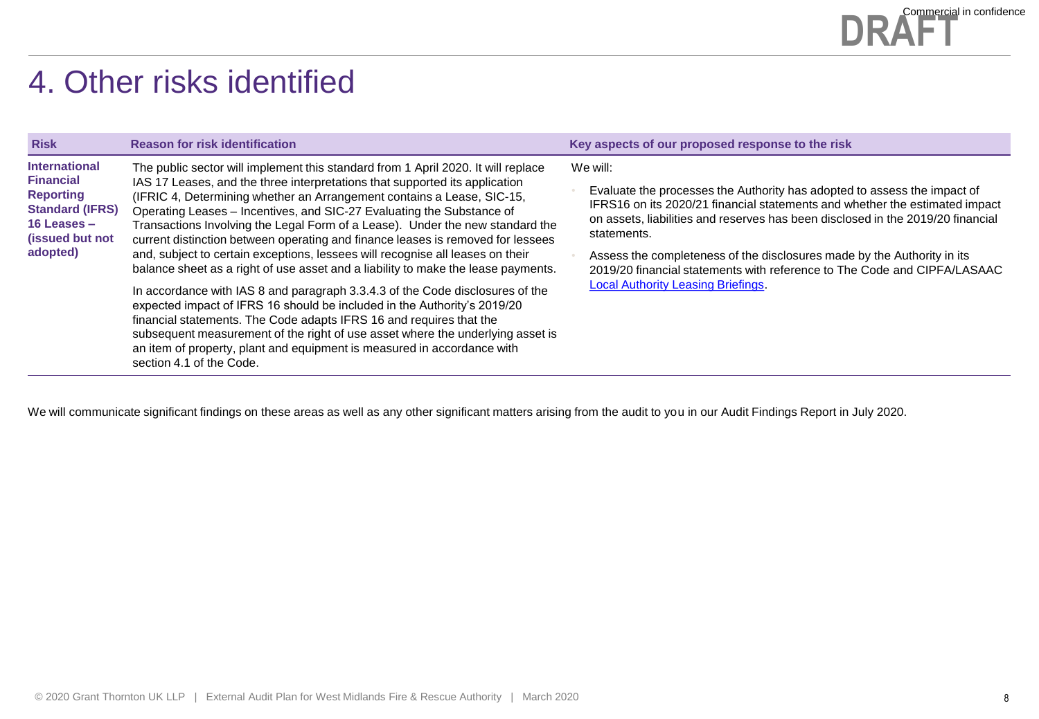# 4. Other risks identified

| Risk | Reason for risk identification | Key aspects of our proposed response to the risk |
|---|---|---|
| **International Financial Reporting Standard (IFRS) 16 Leases – (issued but not adopted)** | The public sector will implement this standard from 1 April 2020. It will replace IAS 17 Leases, and the three interpretations that supported its application (IFRIC 4, Determining whether an Arrangement contains a Lease, SIC-15, Operating Leases – Incentives, and SIC-27 Evaluating the Substance of Transactions Involving the Legal Form of a Lease). Under the new standard the current distinction between operating and finance leases is removed for lessees and, subject to certain exceptions, lessees will recognise all leases on their balance sheet as a right of use asset and a liability to make the lease payments.<br><br>In accordance with IAS 8 and paragraph 3.3.4.3 of the Code disclosures of the expected impact of IFRS 16 should be included in the Authority's 2019/20 financial statements. The Code adapts IFRS 16 and requires that the subsequent measurement of the right of use asset where the underlying asset is an item of property, plant and equipment is measured in accordance with section 4.1 of the Code. | We will:<br><br>• Evaluate the processes the Authority has adopted to assess the impact of IFRS16 on its 2020/21 financial statements and whether the estimated impact on assets, liabilities and reserves has been disclosed in the 2019/20 financial statements.<br><br>• Assess the completeness of the disclosures made by the Authority in its 2019/20 financial statements with reference to The Code and CIPFA/LASAAC Local Authority Leasing Briefings. |

We will communicate significant findings on these areas as well as any other significant matters arising from the audit to you in our Audit Findings Report in July 2020.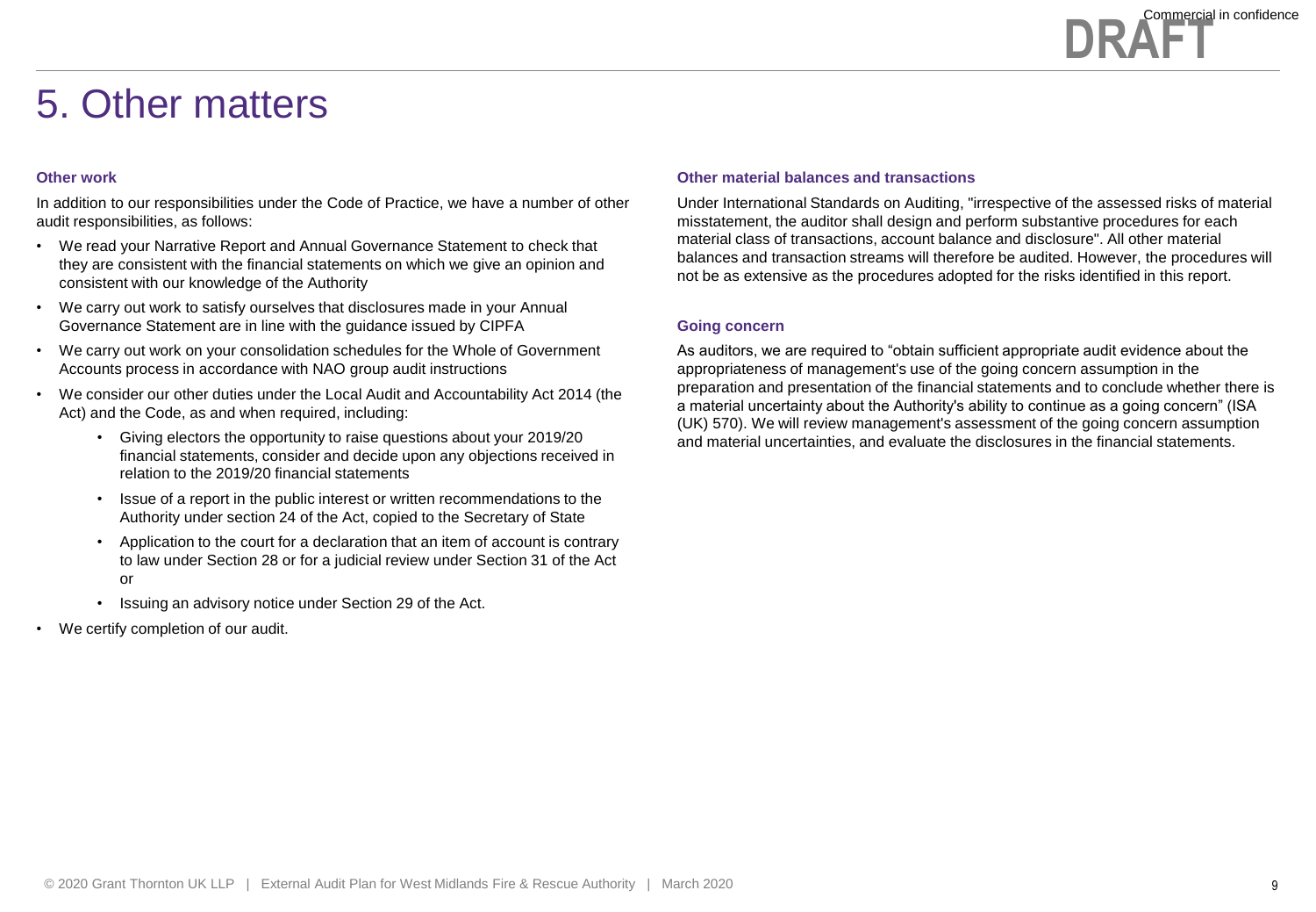# 5. Other matters

### Other work

In addition to our responsibilities under the Code of Practice, we have a number of other audit responsibilities, as follows:

- We read your Narrative Report and Annual Governance Statement to check that they are consistent with the financial statements on which we give an opinion and consistent with our knowledge of the Authority
- We carry out work to satisfy ourselves that disclosures made in your Annual Governance Statement are in line with the guidance issued by CIPFA
- We carry out work on your consolidation schedules for the Whole of Government Accounts process in accordance with NAO group audit instructions
- We consider our other duties under the Local Audit and Accountability Act 2014 (the Act) and the Code, as and when required, including:
    - Giving electors the opportunity to raise questions about your 2019/20 financial statements, consider and decide upon any objections received in relation to the 2019/20 financial statements
    - Issue of a report in the public interest or written recommendations to the Authority under section 24 of the Act, copied to the Secretary of State
    - Application to the court for a declaration that an item of account is contrary to law under Section 28 or for a judicial review under Section 31 of the Act or
    - Issuing an advisory notice under Section 29 of the Act.
- We certify completion of our audit.

### Other material balances and transactions

Under International Standards on Auditing, "irrespective of the assessed risks of material misstatement, the auditor shall design and perform substantive procedures for each material class of transactions, account balance and disclosure". All other material balances and transaction streams will therefore be audited. However, the procedures will not be as extensive as the procedures adopted for the risks identified in this report.

### Going concern

As auditors, we are required to "obtain sufficient appropriate audit evidence about the appropriateness of management's use of the going concern assumption in the preparation and presentation of the financial statements and to conclude whether there is a material uncertainty about the Authority's ability to continue as a going concern" (ISA (UK) 570). We will review management's assessment of the going concern assumption and material uncertainties, and evaluate the disclosures in the financial statements.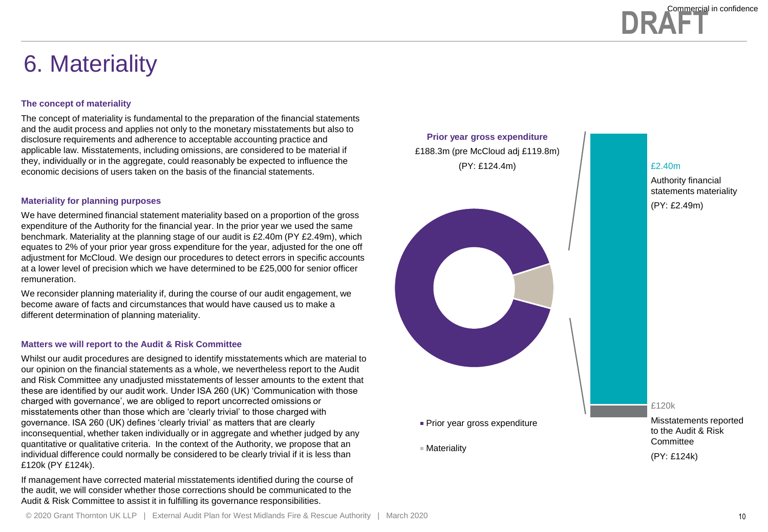# 6. Materiality

### The concept of materiality

The concept of materiality is fundamental to the preparation of the financial statements and the audit process and applies not only to the monetary misstatements but also to disclosure requirements and adherence to acceptable accounting practice and applicable law. Misstatements, including omissions, are considered to be material if they, individually or in the aggregate, could reasonably be expected to influence the economic decisions of users taken on the basis of the financial statements.

### Materiality for planning purposes

We have determined financial statement materiality based on a proportion of the gross expenditure of the Authority for the financial year. In the prior year we used the same benchmark. Materiality at the planning stage of our audit is £2.40m (PY £2.49m), which equates to 2% of your prior year gross expenditure for the year, adjusted for the one off adjustment for McCloud. We design our procedures to detect errors in specific accounts at a lower level of precision which we have determined to be £25,000 for senior officer remuneration.

We reconsider planning materiality if, during the course of our audit engagement, we become aware of facts and circumstances that would have caused us to make a different determination of planning materiality.

### Matters we will report to the Audit & Risk Committee

Whilst our audit procedures are designed to identify misstatements which are material to our opinion on the financial statements as a whole, we nevertheless report to the Audit and Risk Committee any unadjusted misstatements of lesser amounts to the extent that these are identified by our audit work. Under ISA 260 (UK) 'Communication with those charged with governance', we are obliged to report uncorrected omissions or misstatements other than those which are 'clearly trivial' to those charged with governance. ISA 260 (UK) defines 'clearly trivial' as matters that are clearly inconsequential, whether taken individually or in aggregate and whether judged by any quantitative or qualitative criteria. In the context of the Authority, we propose that an individual difference could normally be considered to be clearly trivial if it is less than £120k (PY £124k).

If management have corrected material misstatements identified during the course of the audit, we will consider whether those corrections should be communicated to the Audit & Risk Committee to assist it in fulfilling its governance responsibilities.

**Prior year gross expenditure**

£188.3m (pre McCloud adj £119.8m)

(PY: £124.4m)

- Prior year gross expenditure
- Materiality

£2.40m

Authority financial statements materiality

(PY: £2.49m)

£120k

Misstatements reported to the Audit & Risk Committee

(PY: £124k)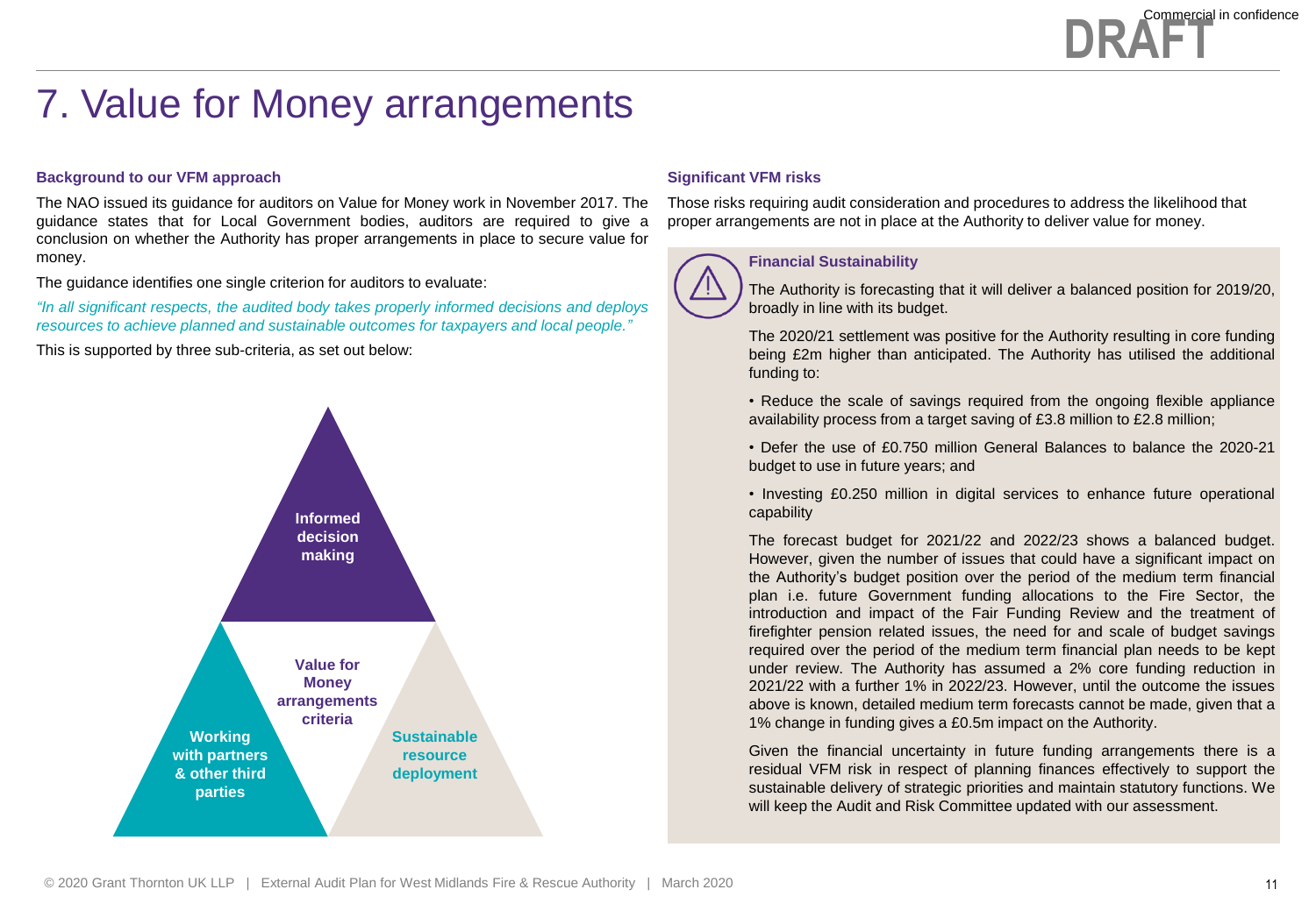# 7. Value for Money arrangements

### Background to our VFM approach

The NAO issued its guidance for auditors on Value for Money work in November 2017. The guidance states that for Local Government bodies, auditors are required to give a conclusion on whether the Authority has proper arrangements in place to secure value for money.

The guidance identifies one single criterion for auditors to evaluate:

*"In all significant respects, the audited body takes properly informed decisions and deploys resources to achieve planned and sustainable outcomes for taxpayers and local people."*

This is supported by three sub-criteria, as set out below:

**Value for Money arrangements criteria**

- **Informed decision making**
- **Working with partners & other third parties**
- **Sustainable resource deployment**

### Significant VFM risks

Those risks requiring audit consideration and procedures to address the likelihood that proper arrangements are not in place at the Authority to deliver value for money.

#### Financial Sustainability

The Authority is forecasting that it will deliver a balanced position for 2019/20, broadly in line with its budget.

The 2020/21 settlement was positive for the Authority resulting in core funding being £2m higher than anticipated. The Authority has utilised the additional funding to:

- Reduce the scale of savings required from the ongoing flexible appliance availability process from a target saving of £3.8 million to £2.8 million;
- Defer the use of £0.750 million General Balances to balance the 2020-21 budget to use in future years; and
- Investing £0.250 million in digital services to enhance future operational capability

The forecast budget for 2021/22 and 2022/23 shows a balanced budget. However, given the number of issues that could have a significant impact on the Authority's budget position over the period of the medium term financial plan i.e. future Government funding allocations to the Fire Sector, the introduction and impact of the Fair Funding Review and the treatment of firefighter pension related issues, the need for and scale of budget savings required over the period of the medium term financial plan needs to be kept under review. The Authority has assumed a 2% core funding reduction in 2021/22 with a further 1% in 2022/23. However, until the outcome the issues above is known, detailed medium term forecasts cannot be made, given that a 1% change in funding gives a £0.5m impact on the Authority.

Given the financial uncertainty in future funding arrangements there is a residual VFM risk in respect of planning finances effectively to support the sustainable delivery of strategic priorities and maintain statutory functions. We will keep the Audit and Risk Committee updated with our assessment.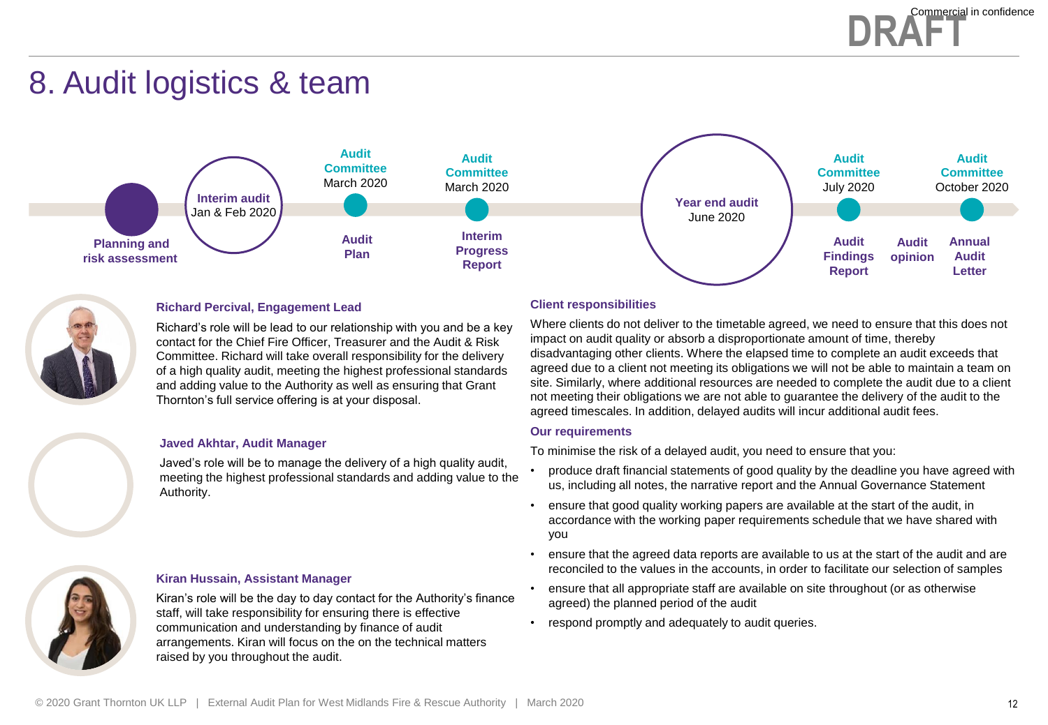# 8. Audit logistics & team

- **Planning and risk assessment**
- **Interim audit** Jan & Feb 2020
- **Audit Committee** March 2020 — **Audit Plan**
- **Audit Committee** March 2020 — **Interim Progress Report**
- **Year end audit** June 2020
- **Audit Committee** July 2020 — **Audit Findings Report**
- **Audit opinion**
- **Audit Committee** October 2020 — **Annual Audit Letter**

### Richard Percival, Engagement Lead

Richard's role will be lead to our relationship with you and be a key contact for the Chief Fire Officer, Treasurer and the Audit & Risk Committee. Richard will take overall responsibility for the delivery of a high quality audit, meeting the highest professional standards and adding value to the Authority as well as ensuring that Grant Thornton's full service offering is at your disposal.

### Javed Akhtar, Audit Manager

Javed's role will be to manage the delivery of a high quality audit, meeting the highest professional standards and adding value to the Authority.

### Kiran Hussain, Assistant Manager

Kiran's role will be the day to day contact for the Authority's finance staff, will take responsibility for ensuring there is effective communication and understanding by finance of audit arrangements. Kiran will focus on the on the technical matters raised by you throughout the audit.

### Client responsibilities

Where clients do not deliver to the timetable agreed, we need to ensure that this does not impact on audit quality or absorb a disproportionate amount of time, thereby disadvantaging other clients. Where the elapsed time to complete an audit exceeds that agreed due to a client not meeting its obligations we will not be able to maintain a team on site. Similarly, where additional resources are needed to complete the audit due to a client not meeting their obligations we are not able to guarantee the delivery of the audit to the agreed timescales. In addition, delayed audits will incur additional audit fees.

### Our requirements

To minimise the risk of a delayed audit, you need to ensure that you:

- produce draft financial statements of good quality by the deadline you have agreed with us, including all notes, the narrative report and the Annual Governance Statement
- ensure that good quality working papers are available at the start of the audit, in accordance with the working paper requirements schedule that we have shared with you
- ensure that the agreed data reports are available to us at the start of the audit and are reconciled to the values in the accounts, in order to facilitate our selection of samples
- ensure that all appropriate staff are available on site throughout (or as otherwise agreed) the planned period of the audit
- respond promptly and adequately to audit queries.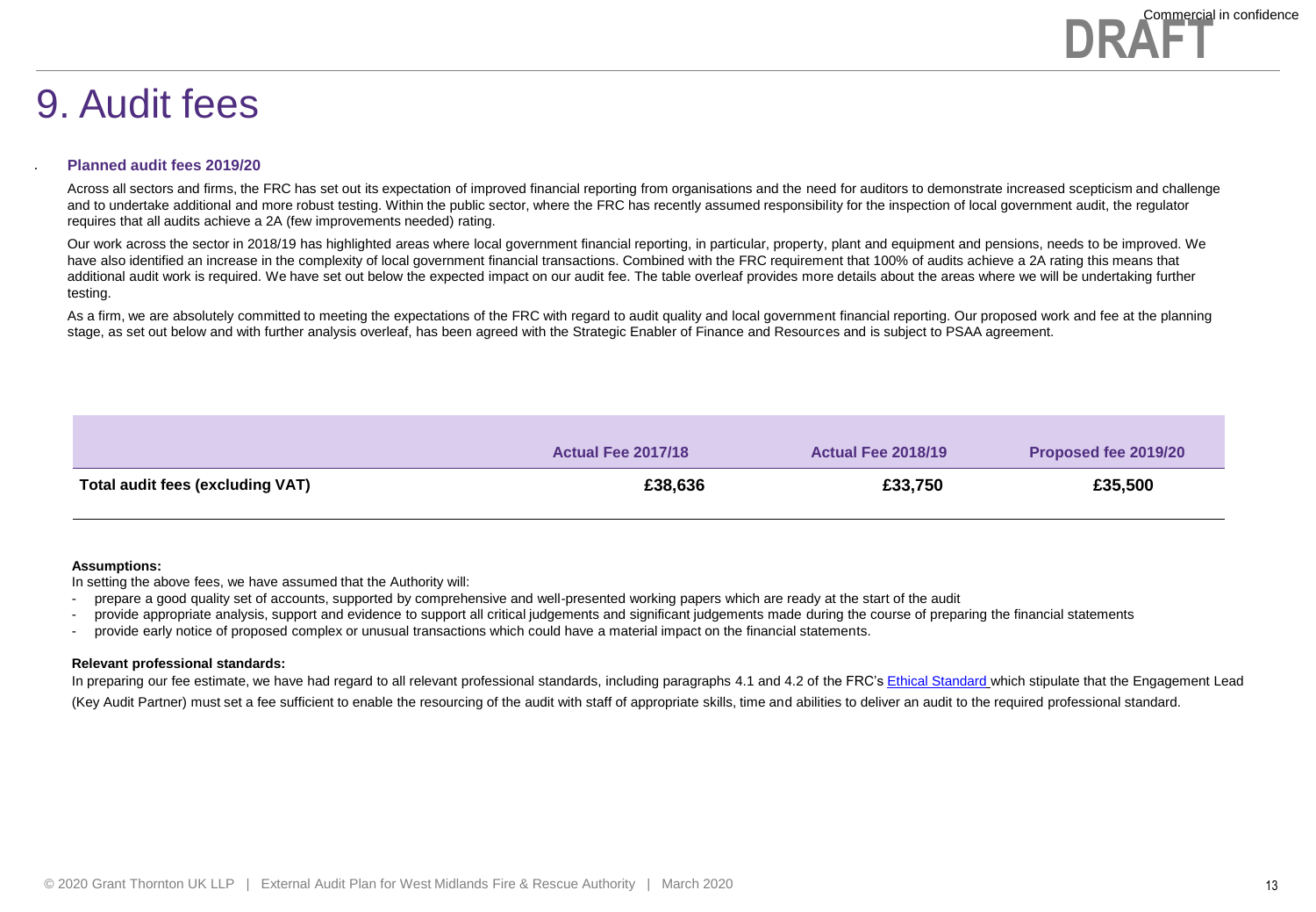# 9. Audit fees

### Planned audit fees 2019/20

Across all sectors and firms, the FRC has set out its expectation of improved financial reporting from organisations and the need for auditors to demonstrate increased scepticism and challenge and to undertake additional and more robust testing. Within the public sector, where the FRC has recently assumed responsibility for the inspection of local government audit, the regulator requires that all audits achieve a 2A (few improvements needed) rating.

Our work across the sector in 2018/19 has highlighted areas where local government financial reporting, in particular, property, plant and equipment and pensions, needs to be improved. We have also identified an increase in the complexity of local government financial transactions. Combined with the FRC requirement that 100% of audits achieve a 2A rating this means that additional audit work is required. We have set out below the expected impact on our audit fee. The table overleaf provides more details about the areas where we will be undertaking further testing.

As a firm, we are absolutely committed to meeting the expectations of the FRC with regard to audit quality and local government financial reporting. Our proposed work and fee at the planning stage, as set out below and with further analysis overleaf, has been agreed with the Strategic Enabler of Finance and Resources and is subject to PSAA agreement.

| | Actual Fee 2017/18 | Actual Fee 2018/19 | Proposed fee 2019/20 |
|---|---|---|---|
| **Total audit fees (excluding VAT)** | **£38,636** | **£33,750** | **£35,500** |

**Assumptions:**

In setting the above fees, we have assumed that the Authority will:

- prepare a good quality set of accounts, supported by comprehensive and well-presented working papers which are ready at the start of the audit
- provide appropriate analysis, support and evidence to support all critical judgements and significant judgements made during the course of preparing the financial statements
- provide early notice of proposed complex or unusual transactions which could have a material impact on the financial statements.

**Relevant professional standards:**

In preparing our fee estimate, we have had regard to all relevant professional standards, including paragraphs 4.1 and 4.2 of the FRC's Ethical Standard which stipulate that the Engagement Lead (Key Audit Partner) must set a fee sufficient to enable the resourcing of the audit with staff of appropriate skills, time and abilities to deliver an audit to the required professional standard.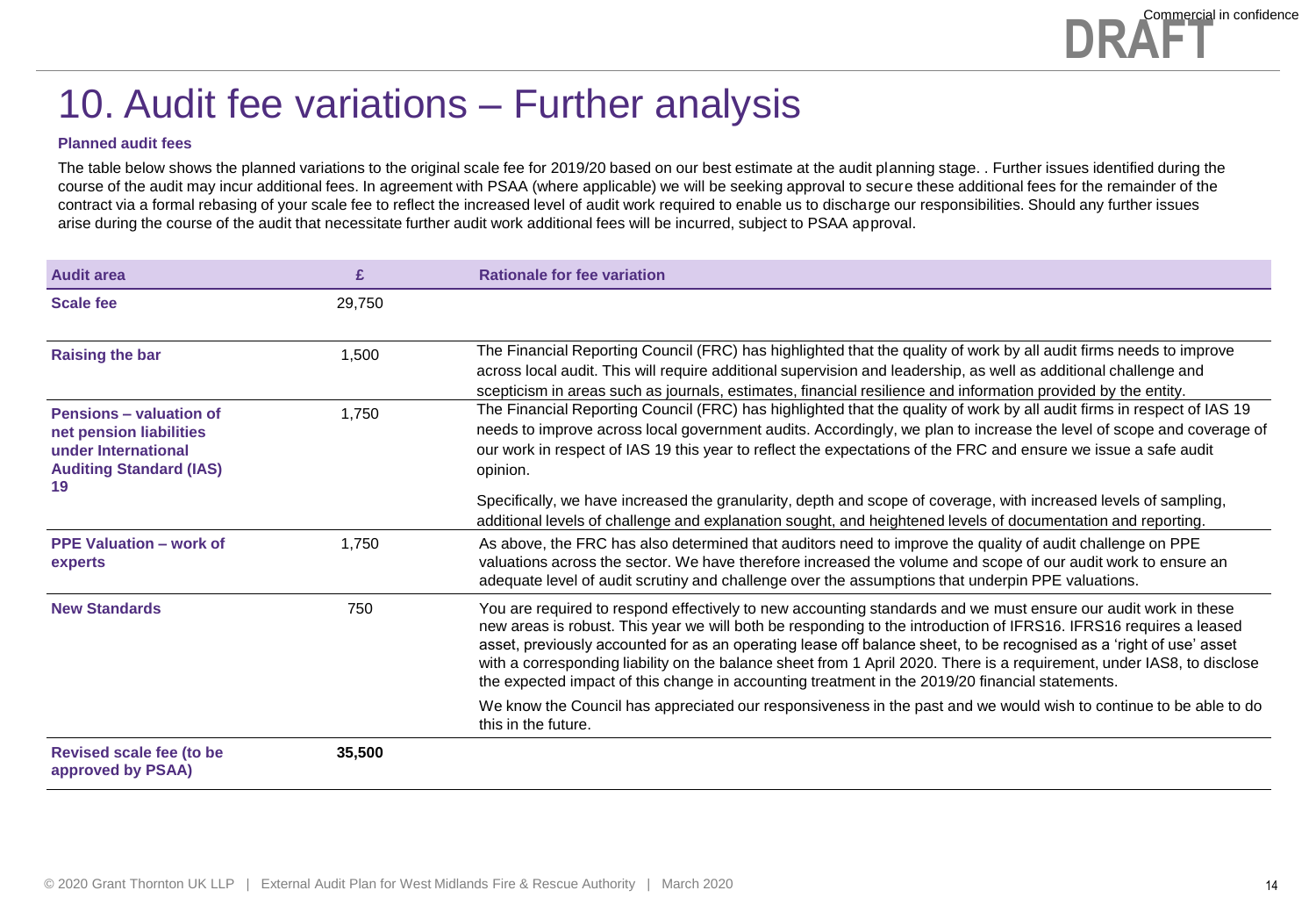# 10. Audit fee variations – Further analysis

**Planned audit fees**

The table below shows the planned variations to the original scale fee for 2019/20 based on our best estimate at the audit planning stage. . Further issues identified during the course of the audit may incur additional fees. In agreement with PSAA (where applicable) we will be seeking approval to secure these additional fees for the remainder of the contract via a formal rebasing of your scale fee to reflect the increased level of audit work required to enable us to discharge our responsibilities. Should any further issues arise during the course of the audit that necessitate further audit work additional fees will be incurred, subject to PSAA approval.

| Audit area | £ | Rationale for fee variation |
|---|---|---|
| **Scale fee** | 29,750 | |
| **Raising the bar** | 1,500 | The Financial Reporting Council (FRC) has highlighted that the quality of work by all audit firms needs to improve across local audit. This will require additional supervision and leadership, as well as additional challenge and scepticism in areas such as journals, estimates, financial resilience and information provided by the entity. |
| **Pensions – valuation of net pension liabilities under International Auditing Standard (IAS) 19** | 1,750 | The Financial Reporting Council (FRC) has highlighted that the quality of work by all audit firms in respect of IAS 19 needs to improve across local government audits. Accordingly, we plan to increase the level of scope and coverage of our work in respect of IAS 19 this year to reflect the expectations of the FRC and ensure we issue a safe audit opinion.<br><br>Specifically, we have increased the granularity, depth and scope of coverage, with increased levels of sampling, additional levels of challenge and explanation sought, and heightened levels of documentation and reporting. |
| **PPE Valuation – work of experts** | 1,750 | As above, the FRC has also determined that auditors need to improve the quality of audit challenge on PPE valuations across the sector. We have therefore increased the volume and scope of our audit work to ensure an adequate level of audit scrutiny and challenge over the assumptions that underpin PPE valuations. |
| **New Standards** | 750 | You are required to respond effectively to new accounting standards and we must ensure our audit work in these new areas is robust. This year we will both be responding to the introduction of IFRS16. IFRS16 requires a leased asset, previously accounted for as an operating lease off balance sheet, to be recognised as a 'right of use' asset with a corresponding liability on the balance sheet from 1 April 2020. There is a requirement, under IAS8, to disclose the expected impact of this change in accounting treatment in the 2019/20 financial statements.<br><br>We know the Council has appreciated our responsiveness in the past and we would wish to continue to be able to do this in the future. |
| **Revised scale fee (to be approved by PSAA)** | **35,500** | |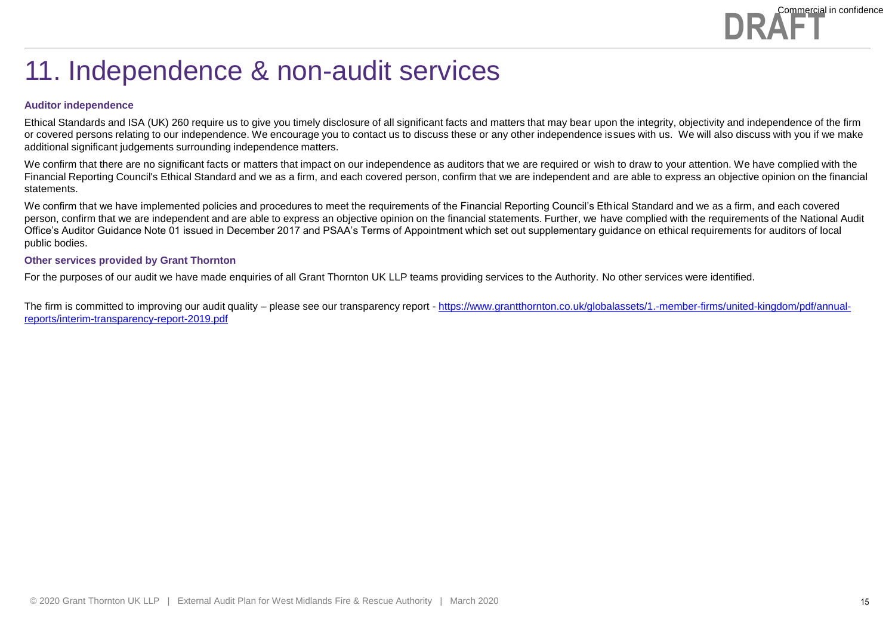# 11. Independence & non-audit services

### Auditor independence

Ethical Standards and ISA (UK) 260 require us to give you timely disclosure of all significant facts and matters that may bear upon the integrity, objectivity and independence of the firm or covered persons relating to our independence. We encourage you to contact us to discuss these or any other independence issues with us. We will also discuss with you if we make additional significant judgements surrounding independence matters.

We confirm that there are no significant facts or matters that impact on our independence as auditors that we are required or wish to draw to your attention. We have complied with the Financial Reporting Council's Ethical Standard and we as a firm, and each covered person, confirm that we are independent and are able to express an objective opinion on the financial statements.

We confirm that we have implemented policies and procedures to meet the requirements of the Financial Reporting Council's Ethical Standard and we as a firm, and each covered person, confirm that we are independent and are able to express an objective opinion on the financial statements. Further, we have complied with the requirements of the National Audit Office's Auditor Guidance Note 01 issued in December 2017 and PSAA's Terms of Appointment which set out supplementary guidance on ethical requirements for auditors of local public bodies.

### Other services provided by Grant Thornton

For the purposes of our audit we have made enquiries of all Grant Thornton UK LLP teams providing services to the Authority. No other services were identified.

The firm is committed to improving our audit quality – please see our transparency report - https://www.grantthornton.co.uk/globalassets/1.-member-firms/united-kingdom/pdf/annual-reports/interim-transparency-report-2019.pdf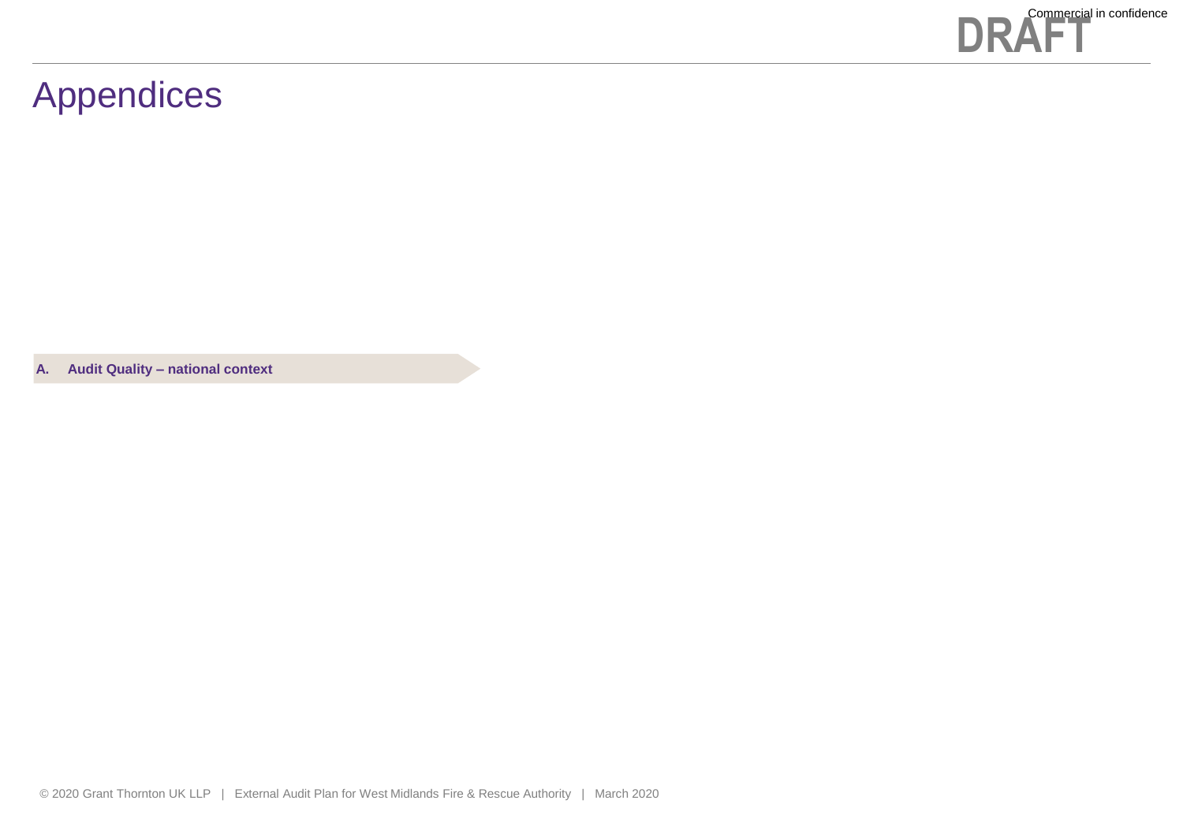# Appendices

A. **Audit Quality – national context**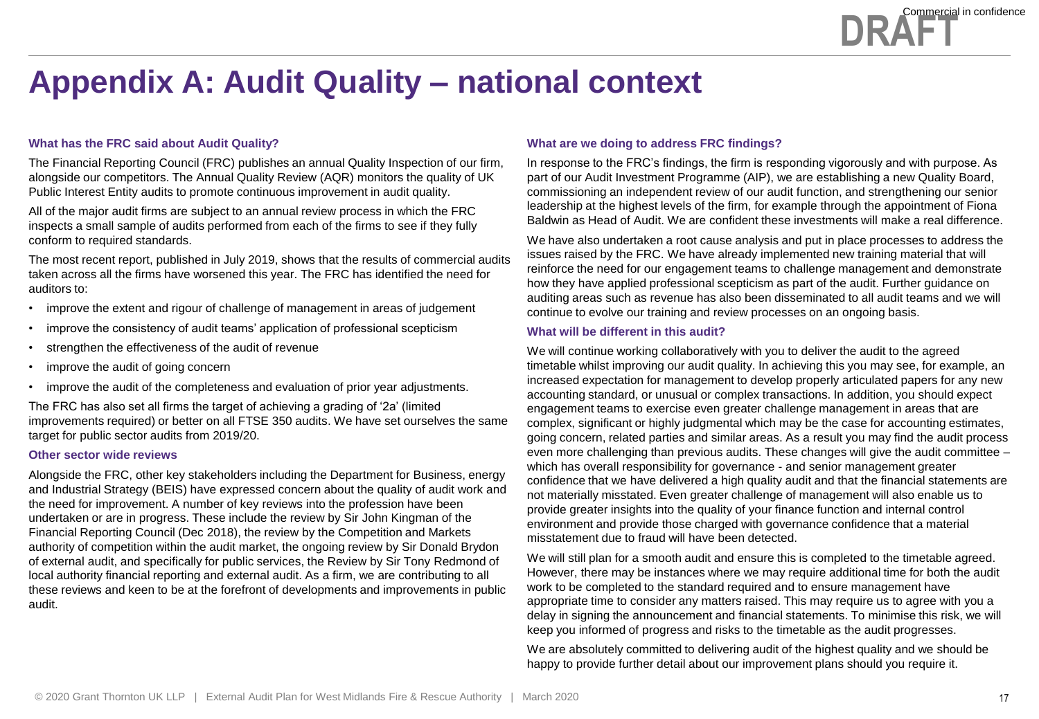# Appendix A: Audit Quality – national context

### What has the FRC said about Audit Quality?

The Financial Reporting Council (FRC) publishes an annual Quality Inspection of our firm, alongside our competitors. The Annual Quality Review (AQR) monitors the quality of UK Public Interest Entity audits to promote continuous improvement in audit quality.

All of the major audit firms are subject to an annual review process in which the FRC inspects a small sample of audits performed from each of the firms to see if they fully conform to required standards.

The most recent report, published in July 2019, shows that the results of commercial audits taken across all the firms have worsened this year. The FRC has identified the need for auditors to:

- improve the extent and rigour of challenge of management in areas of judgement
- improve the consistency of audit teams' application of professional scepticism
- strengthen the effectiveness of the audit of revenue
- improve the audit of going concern
- improve the audit of the completeness and evaluation of prior year adjustments.

The FRC has also set all firms the target of achieving a grading of '2a' (limited improvements required) or better on all FTSE 350 audits. We have set ourselves the same target for public sector audits from 2019/20.

### Other sector wide reviews

Alongside the FRC, other key stakeholders including the Department for Business, energy and Industrial Strategy (BEIS) have expressed concern about the quality of audit work and the need for improvement. A number of key reviews into the profession have been undertaken or are in progress. These include the review by Sir John Kingman of the Financial Reporting Council (Dec 2018), the review by the Competition and Markets authority of competition within the audit market, the ongoing review by Sir Donald Brydon of external audit, and specifically for public services, the Review by Sir Tony Redmond of local authority financial reporting and external audit. As a firm, we are contributing to all these reviews and keen to be at the forefront of developments and improvements in public audit.

### What are we doing to address FRC findings?

In response to the FRC's findings, the firm is responding vigorously and with purpose. As part of our Audit Investment Programme (AIP), we are establishing a new Quality Board, commissioning an independent review of our audit function, and strengthening our senior leadership at the highest levels of the firm, for example through the appointment of Fiona Baldwin as Head of Audit. We are confident these investments will make a real difference.

We have also undertaken a root cause analysis and put in place processes to address the issues raised by the FRC. We have already implemented new training material that will reinforce the need for our engagement teams to challenge management and demonstrate how they have applied professional scepticism as part of the audit. Further guidance on auditing areas such as revenue has also been disseminated to all audit teams and we will continue to evolve our training and review processes on an ongoing basis.

### What will be different in this audit?

We will continue working collaboratively with you to deliver the audit to the agreed timetable whilst improving our audit quality. In achieving this you may see, for example, an increased expectation for management to develop properly articulated papers for any new accounting standard, or unusual or complex transactions. In addition, you should expect engagement teams to exercise even greater challenge management in areas that are complex, significant or highly judgmental which may be the case for accounting estimates, going concern, related parties and similar areas. As a result you may find the audit process even more challenging than previous audits. These changes will give the audit committee – which has overall responsibility for governance - and senior management greater confidence that we have delivered a high quality audit and that the financial statements are not materially misstated. Even greater challenge of management will also enable us to provide greater insights into the quality of your finance function and internal control environment and provide those charged with governance confidence that a material misstatement due to fraud will have been detected.

We will still plan for a smooth audit and ensure this is completed to the timetable agreed. However, there may be instances where we may require additional time for both the audit work to be completed to the standard required and to ensure management have appropriate time to consider any matters raised. This may require us to agree with you a delay in signing the announcement and financial statements. To minimise this risk, we will keep you informed of progress and risks to the timetable as the audit progresses.

We are absolutely committed to delivering audit of the highest quality and we should be happy to provide further detail about our improvement plans should you require it.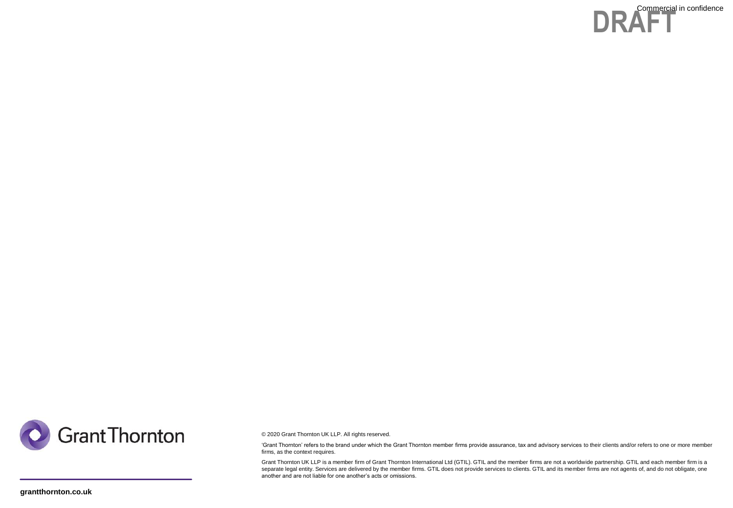Commercial in confidence

DRAFT

Grant Thornton

© 2020 Grant Thornton UK LLP. All rights reserved.

'Grant Thornton' refers to the brand under which the Grant Thornton member firms provide assurance, tax and advisory services to their clients and/or refers to one or more member firms, as the context requires.

Grant Thornton UK LLP is a member firm of Grant Thornton International Ltd (GTIL). GTIL and the member firms are not a worldwide partnership. GTIL and each member firm is a separate legal entity. Services are delivered by the member firms. GTIL does not provide services to clients. GTIL and its member firms are not agents of, and do not obligate, one another and are not liable for one another's acts or omissions.

**grantthornton.co.uk**